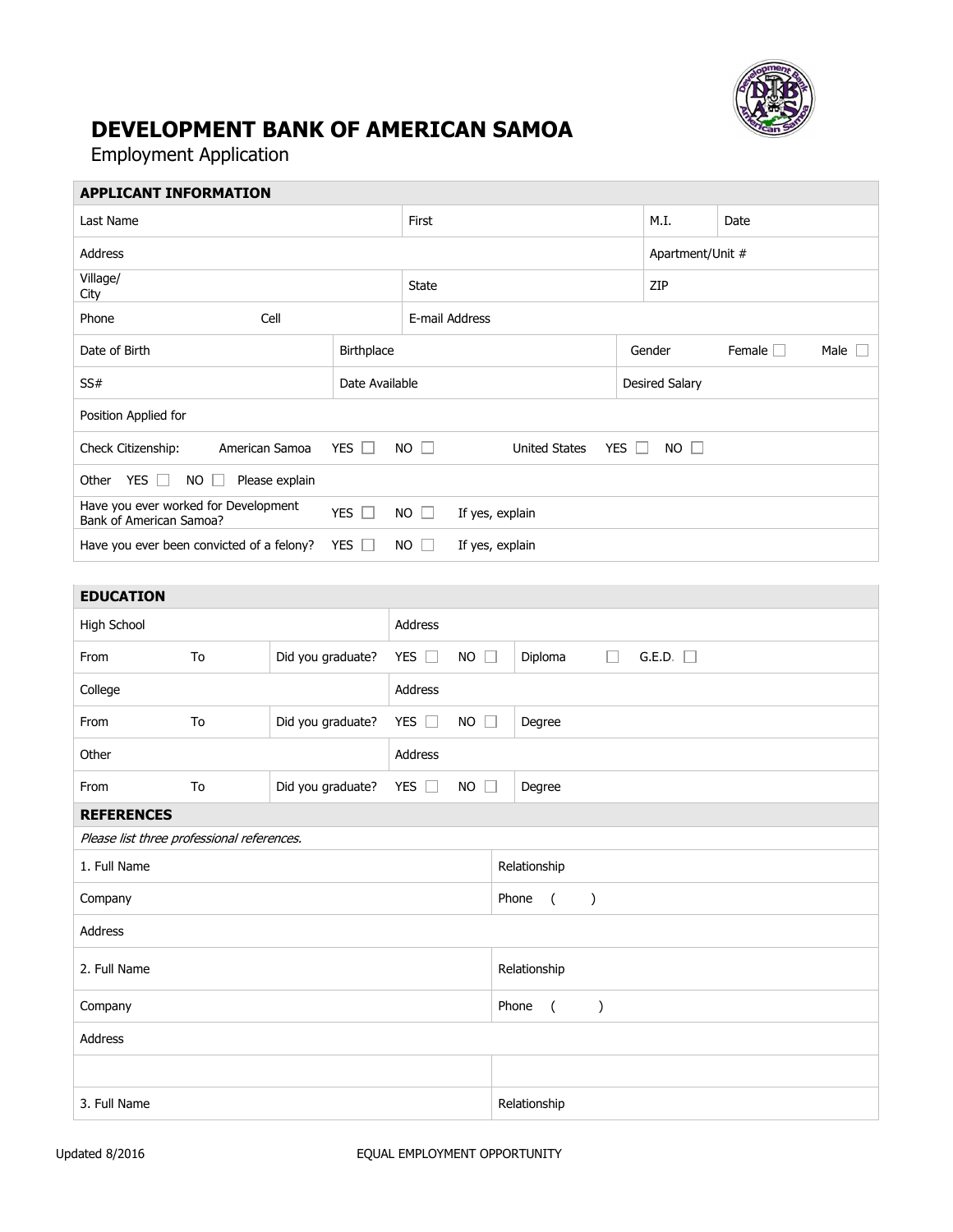# DEVELOPMENT BANK OF AMERICAN SAMOA

Employment Application

| APPLICANT INFORMATION | | | | | |
|---|---|---|---|---|---|
| Last Name | | First | | M.I. | Date |
| Address | | | | Apartment/Unit # | |
| Village/ City | | State | | ZIP | |
| Phone | Cell | E-mail Address | | | |
| Date of Birth | | Birthplace | | Gender | Female ☐ Male ☐ |
| SS# | | Date Available | | Desired Salary | |
| Position Applied for | | | | | |
| Check Citizenship: | American Samoa YES ☐ NO ☐ | | United States YES ☐ NO ☐ | | |
| Other YES ☐ NO ☐ Please explain | | | | | |
| Have you ever worked for Development Bank of American Samoa? | YES ☐ NO ☐ | If yes, explain | | | |
| Have you ever been convicted of a felony? | YES ☐ NO ☐ | If yes, explain | | | |

| EDUCATION | | | | |
|---|---|---|---|---|
| High School | | | Address | |
| From | To | Did you graduate? | YES ☐ NO ☐ | Diploma ☐ G.E.D. ☐ |
| College | | | Address | |
| From | To | Did you graduate? | YES ☐ NO ☐ | Degree |
| Other | | | Address | |
| From | To | Did you graduate? | YES ☐ NO ☐ | Degree |

| REFERENCES | |
|---|---|
| *Please list three professional references.* | |
| 1. Full Name | Relationship |
| Company | Phone ( ) |
| Address | |
| 2. Full Name | Relationship |
| Company | Phone ( ) |
| Address | |
| | |
| 3. Full Name | Relationship |

Updated 8/2016

EQUAL EMPLOYMENT OPPORTUNITY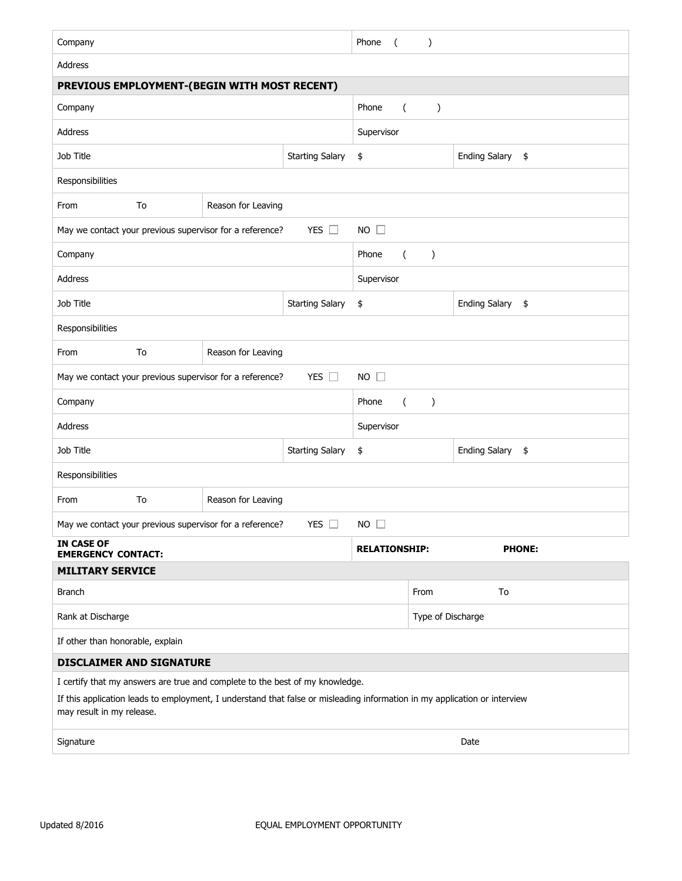| | | | | |
|---|---|---|---|---|
| Company | | | Phone ( ) | |
| Address | | | | |

**PREVIOUS EMPLOYMENT-(BEGIN WITH MOST RECENT)**

| | | | | |
|---|---|---|---|---|
| Company | | | Phone ( ) | |
| Address | | | Supervisor | |
| Job Title | | Starting Salary | $ | Ending Salary $ |
| Responsibilities | | | | |
| From | To | Reason for Leaving | | |
| May we contact your previous supervisor for a reference? | | YES ☐ | NO ☐ | |
| Company | | | Phone ( ) | |
| Address | | | Supervisor | |
| Job Title | | Starting Salary | $ | Ending Salary $ |
| Responsibilities | | | | |
| From | To | Reason for Leaving | | |
| May we contact your previous supervisor for a reference? | | YES ☐ | NO ☐ | |
| Company | | | Phone ( ) | |
| Address | | | Supervisor | |
| Job Title | | Starting Salary | $ | Ending Salary $ |
| Responsibilities | | | | |
| From | To | Reason for Leaving | | |
| May we contact your previous supervisor for a reference? | | YES ☐ | NO ☐ | |

| | | |
|---|---|---|
| **IN CASE OF EMERGENCY CONTACT:** | **RELATIONSHIP:** | **PHONE:** |

**MILITARY SERVICE**

| | | |
|---|---|---|
| Branch | From | To |
| Rank at Discharge | Type of Discharge | |
| If other than honorable, explain | | |

**DISCLAIMER AND SIGNATURE**

I certify that my answers are true and complete to the best of my knowledge.

If this application leads to employment, I understand that false or misleading information in my application or interview may result in my release.

| | |
|---|---|
| Signature | Date |

Updated 8/2016

EQUAL EMPLOYMENT OPPORTUNITY